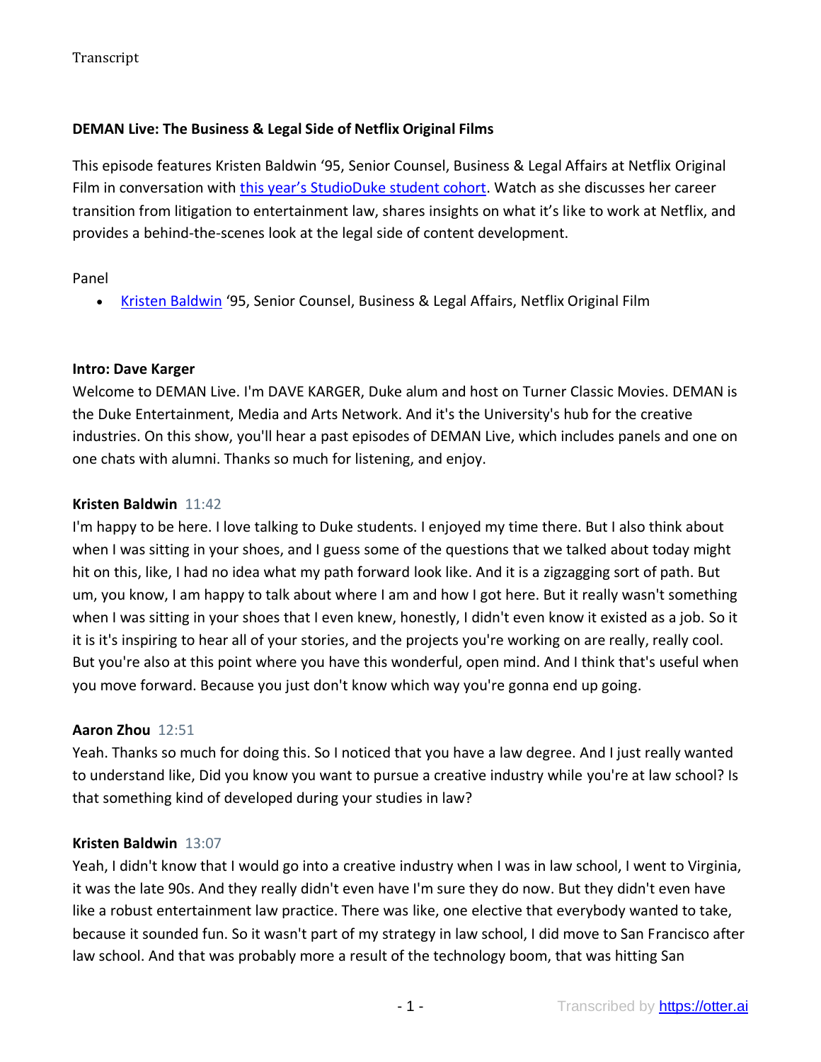Transcript

**DEMAN Live: The Business & Legal Side of Netflix Original Films**

This episode features Kristen Baldwin '95, Senior Counsel, Business & Legal Affairs at Netflix Original Film in conversation with this year's StudioDuke student cohort. Watch as she discusses her career transition from litigation to entertainment law, shares insights on what it's like to work at Netflix, and provides a behind-the-scenes look at the legal side of content development.

Panel

- Kristen Baldwin '95, Senior Counsel, Business & Legal Affairs, Netflix Original Film

**Intro: Dave Karger**

Welcome to DEMAN Live. I'm DAVE KARGER, Duke alum and host on Turner Classic Movies. DEMAN is the Duke Entertainment, Media and Arts Network. And it's the University's hub for the creative industries. On this show, you'll hear a past episodes of DEMAN Live, which includes panels and one on one chats with alumni. Thanks so much for listening, and enjoy.

**Kristen Baldwin** 11:42

I'm happy to be here. I love talking to Duke students. I enjoyed my time there. But I also think about when I was sitting in your shoes, and I guess some of the questions that we talked about today might hit on this, like, I had no idea what my path forward look like. And it is a zigzagging sort of path. But um, you know, I am happy to talk about where I am and how I got here. But it really wasn't something when I was sitting in your shoes that I even knew, honestly, I didn't even know it existed as a job. So it it is it's inspiring to hear all of your stories, and the projects you're working on are really, really cool. But you're also at this point where you have this wonderful, open mind. And I think that's useful when you move forward. Because you just don't know which way you're gonna end up going.

**Aaron Zhou** 12:51

Yeah. Thanks so much for doing this. So I noticed that you have a law degree. And I just really wanted to understand like, Did you know you want to pursue a creative industry while you're at law school? Is that something kind of developed during your studies in law?

**Kristen Baldwin** 13:07

Yeah, I didn't know that I would go into a creative industry when I was in law school, I went to Virginia, it was the late 90s. And they really didn't even have I'm sure they do now. But they didn't even have like a robust entertainment law practice. There was like, one elective that everybody wanted to take, because it sounded fun. So it wasn't part of my strategy in law school, I did move to San Francisco after law school. And that was probably more a result of the technology boom, that was hitting San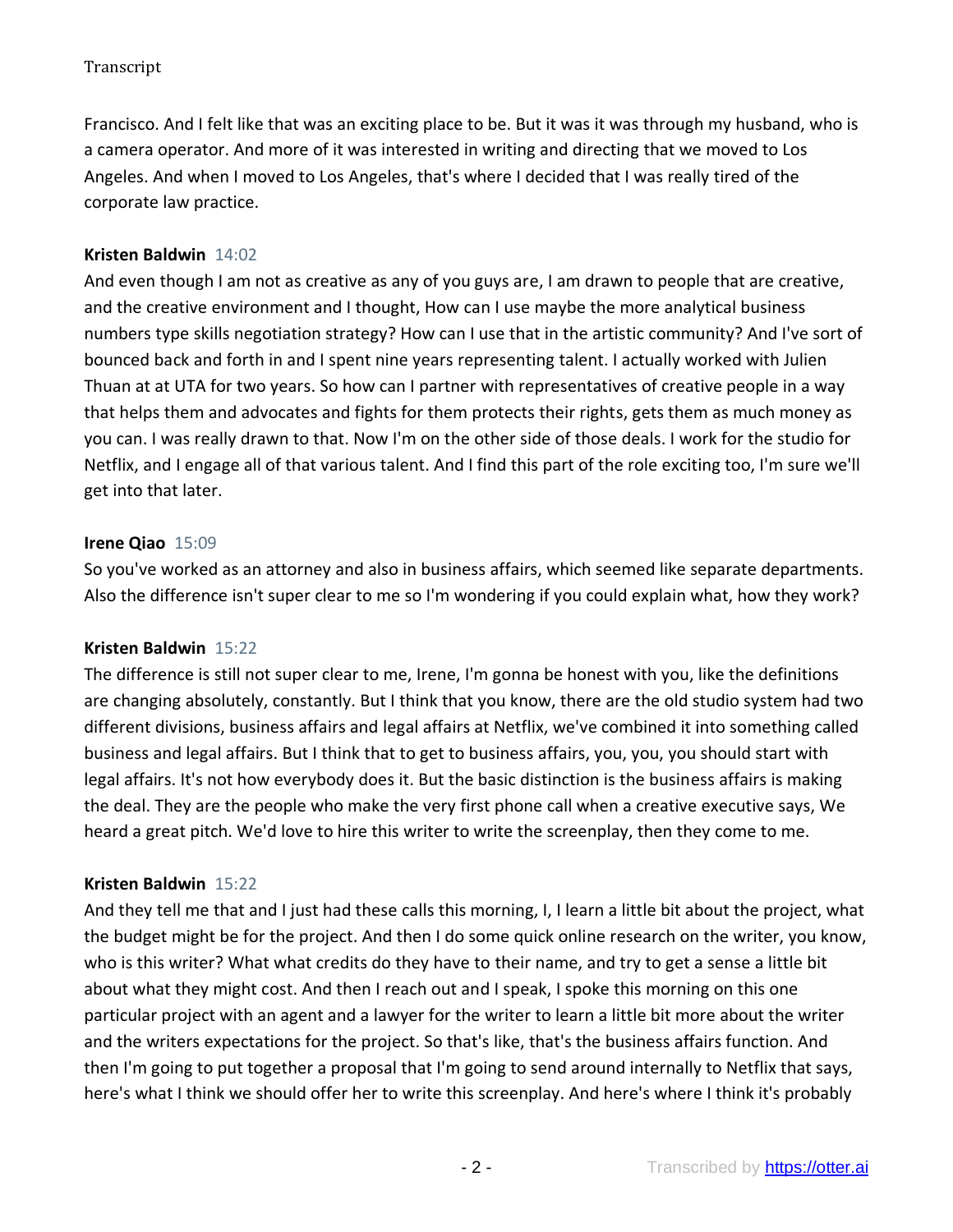Francisco. And I felt like that was an exciting place to be. But it was it was through my husband, who is a camera operator. And more of it was interested in writing and directing that we moved to Los Angeles. And when I moved to Los Angeles, that's where I decided that I was really tired of the corporate law practice.

**Kristen Baldwin** 14:02
And even though I am not as creative as any of you guys are, I am drawn to people that are creative, and the creative environment and I thought, How can I use maybe the more analytical business numbers type skills negotiation strategy? How can I use that in the artistic community? And I've sort of bounced back and forth in and I spent nine years representing talent. I actually worked with Julien Thuan at at UTA for two years. So how can I partner with representatives of creative people in a way that helps them and advocates and fights for them protects their rights, gets them as much money as you can. I was really drawn to that. Now I'm on the other side of those deals. I work for the studio for Netflix, and I engage all of that various talent. And I find this part of the role exciting too, I'm sure we'll get into that later.

**Irene Qiao** 15:09
So you've worked as an attorney and also in business affairs, which seemed like separate departments. Also the difference isn't super clear to me so I'm wondering if you could explain what, how they work?

**Kristen Baldwin** 15:22
The difference is still not super clear to me, Irene, I'm gonna be honest with you, like the definitions are changing absolutely, constantly. But I think that you know, there are the old studio system had two different divisions, business affairs and legal affairs at Netflix, we've combined it into something called business and legal affairs. But I think that to get to business affairs, you, you, you should start with legal affairs. It's not how everybody does it. But the basic distinction is the business affairs is making the deal. They are the people who make the very first phone call when a creative executive says, We heard a great pitch. We'd love to hire this writer to write the screenplay, then they come to me.

**Kristen Baldwin** 15:22
And they tell me that and I just had these calls this morning, I, I learn a little bit about the project, what the budget might be for the project. And then I do some quick online research on the writer, you know, who is this writer? What what credits do they have to their name, and try to get a sense a little bit about what they might cost. And then I reach out and I speak, I spoke this morning on this one particular project with an agent and a lawyer for the writer to learn a little bit more about the writer and the writers expectations for the project. So that's like, that's the business affairs function. And then I'm going to put together a proposal that I'm going to send around internally to Netflix that says, here's what I think we should offer her to write this screenplay. And here's where I think it's probably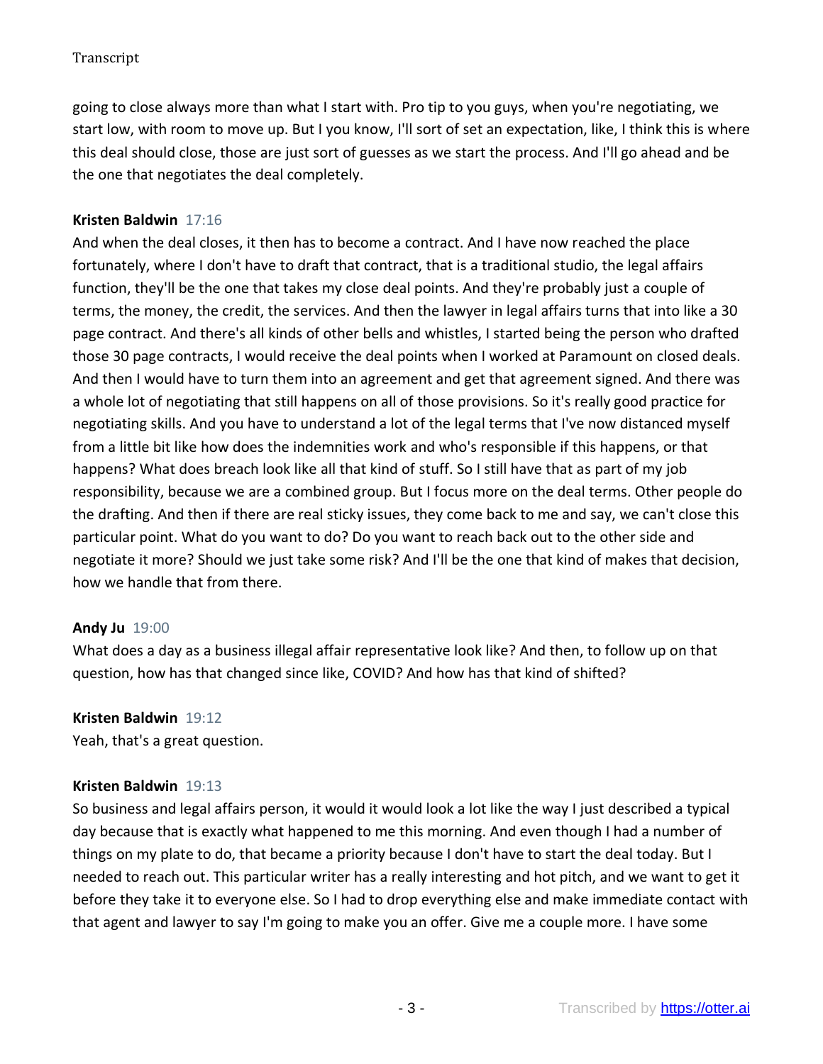going to close always more than what I start with. Pro tip to you guys, when you're negotiating, we start low, with room to move up. But I you know, I'll sort of set an expectation, like, I think this is where this deal should close, those are just sort of guesses as we start the process. And I'll go ahead and be the one that negotiates the deal completely.

**Kristen Baldwin** 17:16

And when the deal closes, it then has to become a contract. And I have now reached the place fortunately, where I don't have to draft that contract, that is a traditional studio, the legal affairs function, they'll be the one that takes my close deal points. And they're probably just a couple of terms, the money, the credit, the services. And then the lawyer in legal affairs turns that into like a 30 page contract. And there's all kinds of other bells and whistles, I started being the person who drafted those 30 page contracts, I would receive the deal points when I worked at Paramount on closed deals. And then I would have to turn them into an agreement and get that agreement signed. And there was a whole lot of negotiating that still happens on all of those provisions. So it's really good practice for negotiating skills. And you have to understand a lot of the legal terms that I've now distanced myself from a little bit like how does the indemnities work and who's responsible if this happens, or that happens? What does breach look like all that kind of stuff. So I still have that as part of my job responsibility, because we are a combined group. But I focus more on the deal terms. Other people do the drafting. And then if there are real sticky issues, they come back to me and say, we can't close this particular point. What do you want to do? Do you want to reach back out to the other side and negotiate it more? Should we just take some risk? And I'll be the one that kind of makes that decision, how we handle that from there.

**Andy Ju** 19:00

What does a day as a business illegal affair representative look like? And then, to follow up on that question, how has that changed since like, COVID? And how has that kind of shifted?

**Kristen Baldwin** 19:12

Yeah, that's a great question.

**Kristen Baldwin** 19:13

So business and legal affairs person, it would it would look a lot like the way I just described a typical day because that is exactly what happened to me this morning. And even though I had a number of things on my plate to do, that became a priority because I don't have to start the deal today. But I needed to reach out. This particular writer has a really interesting and hot pitch, and we want to get it before they take it to everyone else. So I had to drop everything else and make immediate contact with that agent and lawyer to say I'm going to make you an offer. Give me a couple more. I have some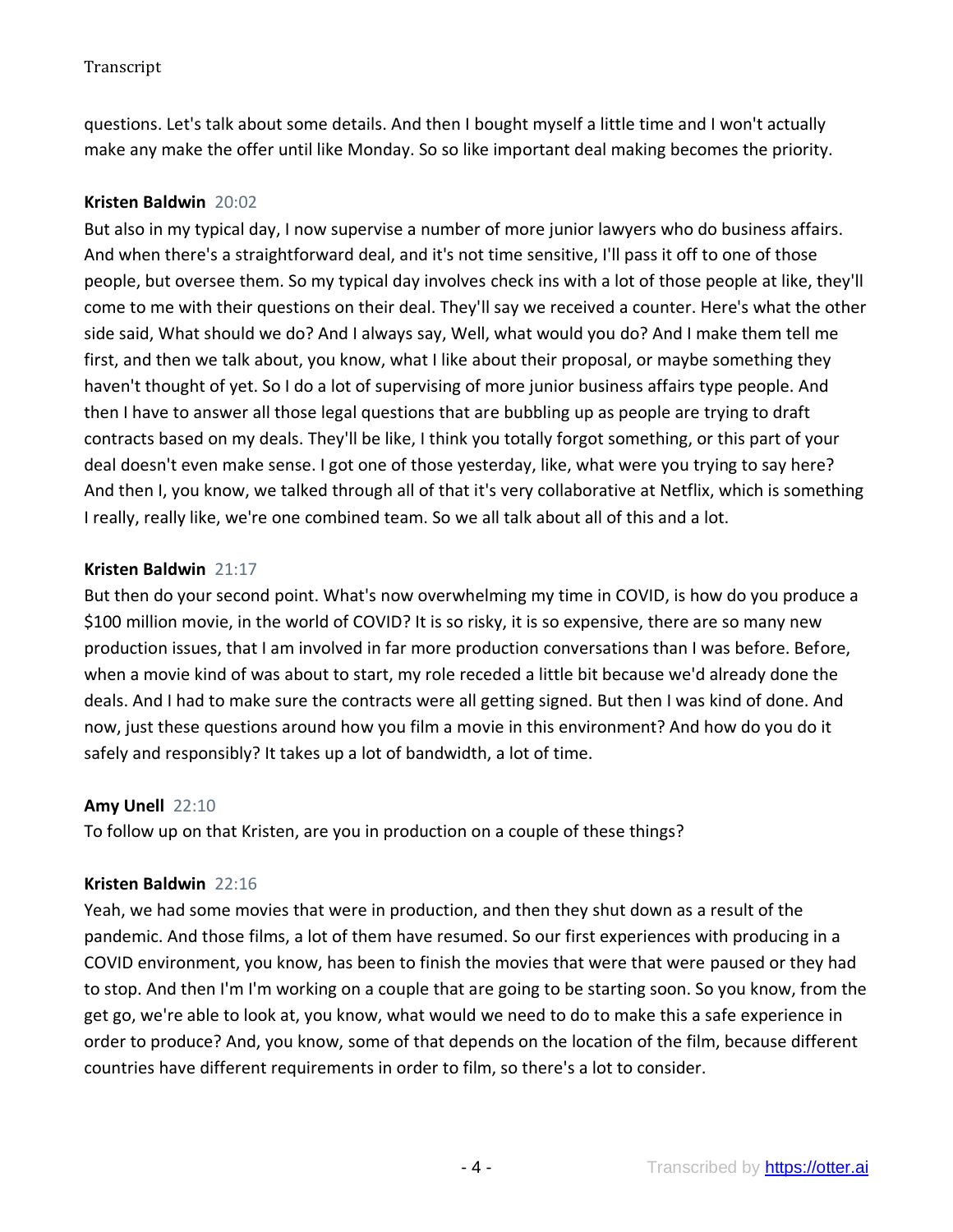questions. Let's talk about some details. And then I bought myself a little time and I won't actually make any make the offer until like Monday. So so like important deal making becomes the priority.

**Kristen Baldwin** 20:02

But also in my typical day, I now supervise a number of more junior lawyers who do business affairs. And when there's a straightforward deal, and it's not time sensitive, I'll pass it off to one of those people, but oversee them. So my typical day involves check ins with a lot of those people at like, they'll come to me with their questions on their deal. They'll say we received a counter. Here's what the other side said, What should we do? And I always say, Well, what would you do? And I make them tell me first, and then we talk about, you know, what I like about their proposal, or maybe something they haven't thought of yet. So I do a lot of supervising of more junior business affairs type people. And then I have to answer all those legal questions that are bubbling up as people are trying to draft contracts based on my deals. They'll be like, I think you totally forgot something, or this part of your deal doesn't even make sense. I got one of those yesterday, like, what were you trying to say here? And then I, you know, we talked through all of that it's very collaborative at Netflix, which is something I really, really like, we're one combined team. So we all talk about all of this and a lot.

**Kristen Baldwin** 21:17

But then do your second point. What's now overwhelming my time in COVID, is how do you produce a $100 million movie, in the world of COVID? It is so risky, it is so expensive, there are so many new production issues, that I am involved in far more production conversations than I was before. Before, when a movie kind of was about to start, my role receded a little bit because we'd already done the deals. And I had to make sure the contracts were all getting signed. But then I was kind of done. And now, just these questions around how you film a movie in this environment? And how do you do it safely and responsibly? It takes up a lot of bandwidth, a lot of time.

**Amy Unell** 22:10

To follow up on that Kristen, are you in production on a couple of these things?

**Kristen Baldwin** 22:16

Yeah, we had some movies that were in production, and then they shut down as a result of the pandemic. And those films, a lot of them have resumed. So our first experiences with producing in a COVID environment, you know, has been to finish the movies that were that were paused or they had to stop. And then I'm I'm working on a couple that are going to be starting soon. So you know, from the get go, we're able to look at, you know, what would we need to do to make this a safe experience in order to produce? And, you know, some of that depends on the location of the film, because different countries have different requirements in order to film, so there's a lot to consider.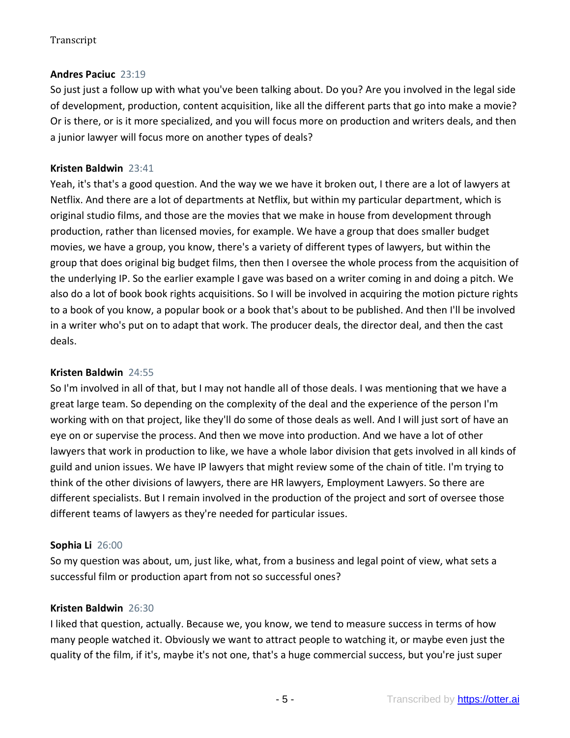**Andres Paciuc** 23:19
So just just a follow up with what you've been talking about. Do you? Are you involved in the legal side of development, production, content acquisition, like all the different parts that go into make a movie? Or is there, or is it more specialized, and you will focus more on production and writers deals, and then a junior lawyer will focus more on another types of deals?

**Kristen Baldwin** 23:41
Yeah, it's that's a good question. And the way we we have it broken out, I there are a lot of lawyers at Netflix. And there are a lot of departments at Netflix, but within my particular department, which is original studio films, and those are the movies that we make in house from development through production, rather than licensed movies, for example. We have a group that does smaller budget movies, we have a group, you know, there's a variety of different types of lawyers, but within the group that does original big budget films, then then I oversee the whole process from the acquisition of the underlying IP. So the earlier example I gave was based on a writer coming in and doing a pitch. We also do a lot of book book rights acquisitions. So I will be involved in acquiring the motion picture rights to a book of you know, a popular book or a book that's about to be published. And then I'll be involved in a writer who's put on to adapt that work. The producer deals, the director deal, and then the cast deals.

**Kristen Baldwin** 24:55
So I'm involved in all of that, but I may not handle all of those deals. I was mentioning that we have a great large team. So depending on the complexity of the deal and the experience of the person I'm working with on that project, like they'll do some of those deals as well. And I will just sort of have an eye on or supervise the process. And then we move into production. And we have a lot of other lawyers that work in production to like, we have a whole labor division that gets involved in all kinds of guild and union issues. We have IP lawyers that might review some of the chain of title. I'm trying to think of the other divisions of lawyers, there are HR lawyers, Employment Lawyers. So there are different specialists. But I remain involved in the production of the project and sort of oversee those different teams of lawyers as they're needed for particular issues.

**Sophia Li** 26:00
So my question was about, um, just like, what, from a business and legal point of view, what sets a successful film or production apart from not so successful ones?

**Kristen Baldwin** 26:30
I liked that question, actually. Because we, you know, we tend to measure success in terms of how many people watched it. Obviously we want to attract people to watching it, or maybe even just the quality of the film, if it's, maybe it's not one, that's a huge commercial success, but you're just super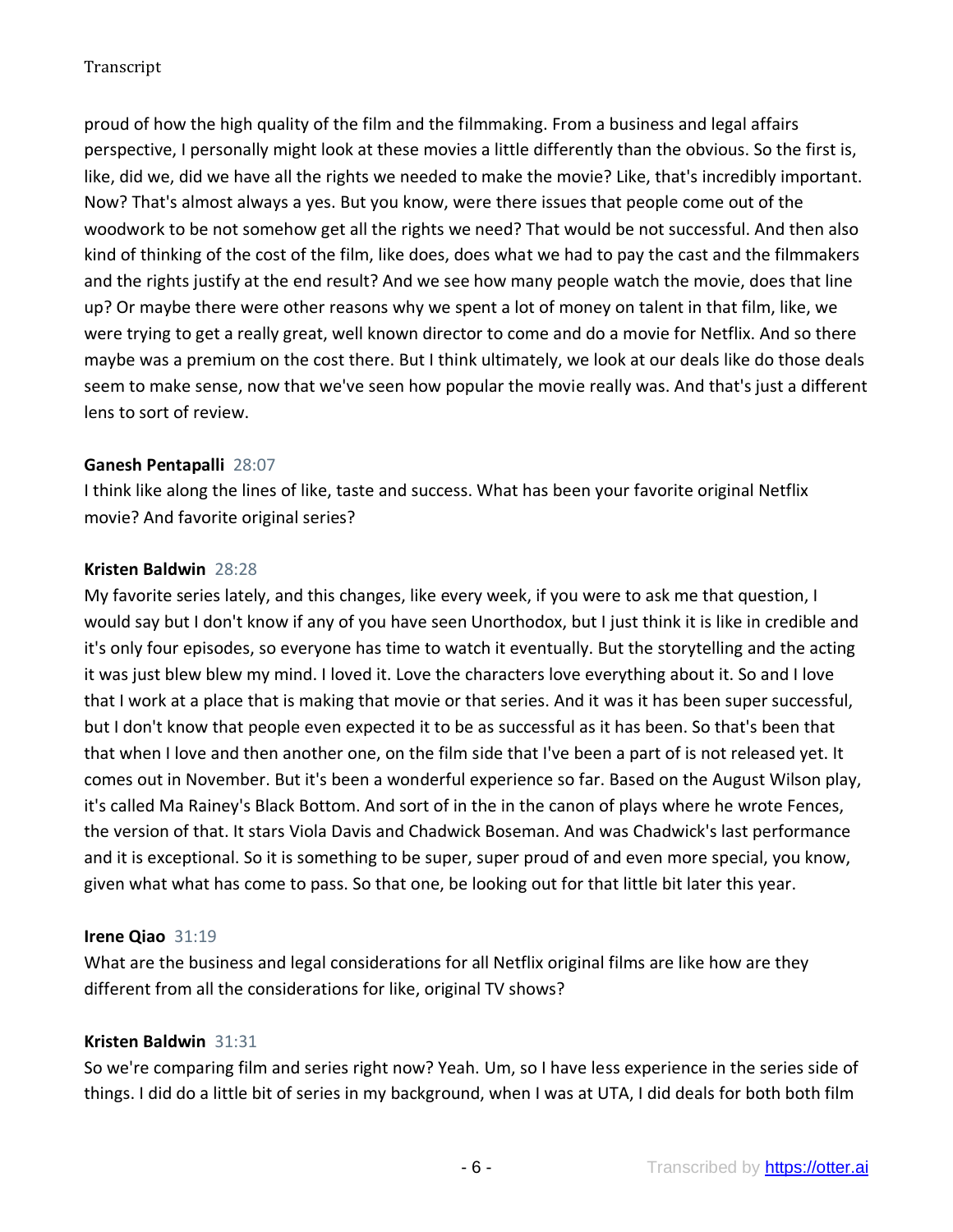proud of how the high quality of the film and the filmmaking. From a business and legal affairs perspective, I personally might look at these movies a little differently than the obvious. So the first is, like, did we, did we have all the rights we needed to make the movie? Like, that's incredibly important. Now? That's almost always a yes. But you know, were there issues that people come out of the woodwork to be not somehow get all the rights we need? That would be not successful. And then also kind of thinking of the cost of the film, like does, does what we had to pay the cast and the filmmakers and the rights justify at the end result? And we see how many people watch the movie, does that line up? Or maybe there were other reasons why we spent a lot of money on talent in that film, like, we were trying to get a really great, well known director to come and do a movie for Netflix. And so there maybe was a premium on the cost there. But I think ultimately, we look at our deals like do those deals seem to make sense, now that we've seen how popular the movie really was. And that's just a different lens to sort of review.

**Ganesh Pentapalli** 28:07

I think like along the lines of like, taste and success. What has been your favorite original Netflix movie? And favorite original series?

**Kristen Baldwin** 28:28

My favorite series lately, and this changes, like every week, if you were to ask me that question, I would say but I don't know if any of you have seen Unorthodox, but I just think it is like in credible and it's only four episodes, so everyone has time to watch it eventually. But the storytelling and the acting it was just blew blew my mind. I loved it. Love the characters love everything about it. So and I love that I work at a place that is making that movie or that series. And it was it has been super successful, but I don't know that people even expected it to be as successful as it has been. So that's been that that when I love and then another one, on the film side that I've been a part of is not released yet. It comes out in November. But it's been a wonderful experience so far. Based on the August Wilson play, it's called Ma Rainey's Black Bottom. And sort of in the in the canon of plays where he wrote Fences, the version of that. It stars Viola Davis and Chadwick Boseman. And was Chadwick's last performance and it is exceptional. So it is something to be super, super proud of and even more special, you know, given what what has come to pass. So that one, be looking out for that little bit later this year.

**Irene Qiao** 31:19

What are the business and legal considerations for all Netflix original films are like how are they different from all the considerations for like, original TV shows?

**Kristen Baldwin** 31:31

So we're comparing film and series right now? Yeah. Um, so I have less experience in the series side of things. I did do a little bit of series in my background, when I was at UTA, I did deals for both both film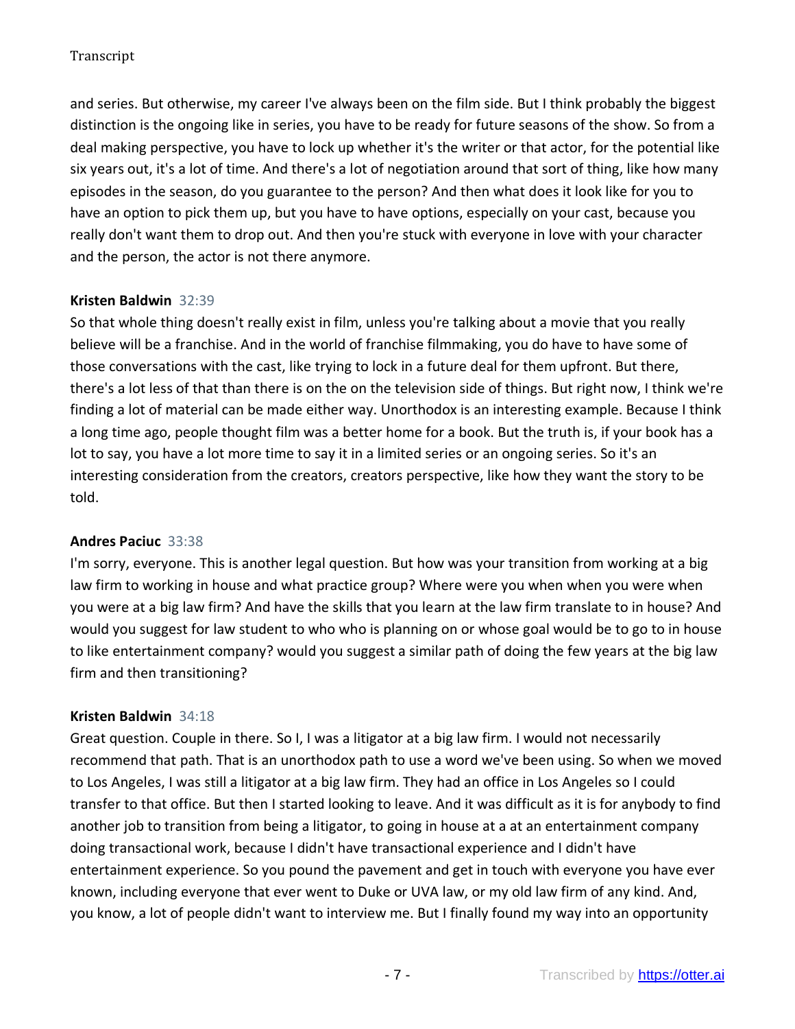and series. But otherwise, my career I've always been on the film side. But I think probably the biggest distinction is the ongoing like in series, you have to be ready for future seasons of the show. So from a deal making perspective, you have to lock up whether it's the writer or that actor, for the potential like six years out, it's a lot of time. And there's a lot of negotiation around that sort of thing, like how many episodes in the season, do you guarantee to the person? And then what does it look like for you to have an option to pick them up, but you have to have options, especially on your cast, because you really don't want them to drop out. And then you're stuck with everyone in love with your character and the person, the actor is not there anymore.

**Kristen Baldwin** 32:39
So that whole thing doesn't really exist in film, unless you're talking about a movie that you really believe will be a franchise. And in the world of franchise filmmaking, you do have to have some of those conversations with the cast, like trying to lock in a future deal for them upfront. But there, there's a lot less of that than there is on the on the television side of things. But right now, I think we're finding a lot of material can be made either way. Unorthodox is an interesting example. Because I think a long time ago, people thought film was a better home for a book. But the truth is, if your book has a lot to say, you have a lot more time to say it in a limited series or an ongoing series. So it's an interesting consideration from the creators, creators perspective, like how they want the story to be told.

**Andres Paciuc** 33:38
I'm sorry, everyone. This is another legal question. But how was your transition from working at a big law firm to working in house and what practice group? Where were you when when you were when you were at a big law firm? And have the skills that you learn at the law firm translate to in house? And would you suggest for law student to who who is planning on or whose goal would be to go to in house to like entertainment company? would you suggest a similar path of doing the few years at the big law firm and then transitioning?

**Kristen Baldwin** 34:18
Great question. Couple in there. So I, I was a litigator at a big law firm. I would not necessarily recommend that path. That is an unorthodox path to use a word we've been using. So when we moved to Los Angeles, I was still a litigator at a big law firm. They had an office in Los Angeles so I could transfer to that office. But then I started looking to leave. And it was difficult as it is for anybody to find another job to transition from being a litigator, to going in house at a at an entertainment company doing transactional work, because I didn't have transactional experience and I didn't have entertainment experience. So you pound the pavement and get in touch with everyone you have ever known, including everyone that ever went to Duke or UVA law, or my old law firm of any kind. And, you know, a lot of people didn't want to interview me. But I finally found my way into an opportunity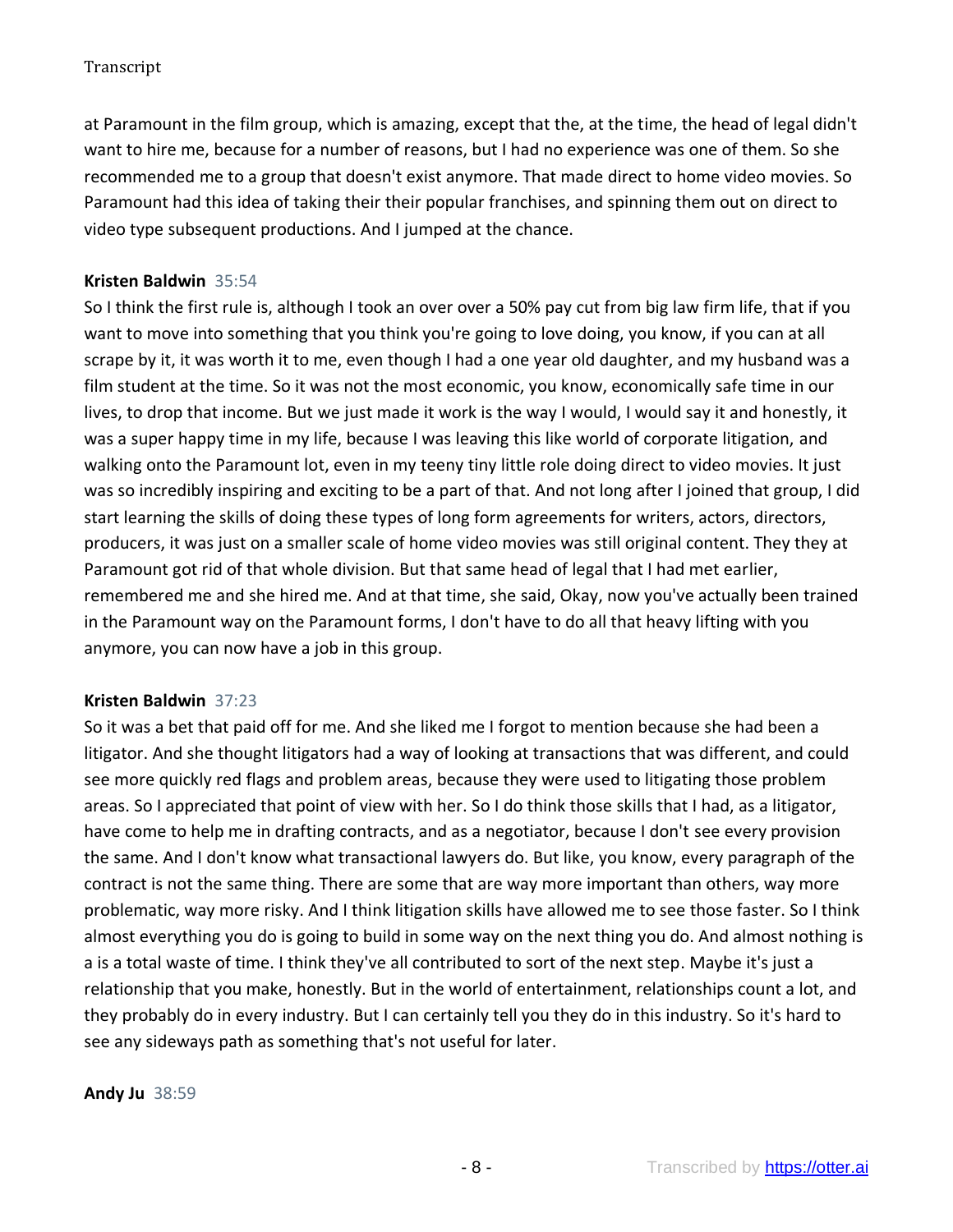at Paramount in the film group, which is amazing, except that the, at the time, the head of legal didn't want to hire me, because for a number of reasons, but I had no experience was one of them. So she recommended me to a group that doesn't exist anymore. That made direct to home video movies. So Paramount had this idea of taking their their popular franchises, and spinning them out on direct to video type subsequent productions. And I jumped at the chance.

**Kristen Baldwin** 35:54

So I think the first rule is, although I took an over over a 50% pay cut from big law firm life, that if you want to move into something that you think you're going to love doing, you know, if you can at all scrape by it, it was worth it to me, even though I had a one year old daughter, and my husband was a film student at the time. So it was not the most economic, you know, economically safe time in our lives, to drop that income. But we just made it work is the way I would, I would say it and honestly, it was a super happy time in my life, because I was leaving this like world of corporate litigation, and walking onto the Paramount lot, even in my teeny tiny little role doing direct to video movies. It just was so incredibly inspiring and exciting to be a part of that. And not long after I joined that group, I did start learning the skills of doing these types of long form agreements for writers, actors, directors, producers, it was just on a smaller scale of home video movies was still original content. They they at Paramount got rid of that whole division. But that same head of legal that I had met earlier, remembered me and she hired me. And at that time, she said, Okay, now you've actually been trained in the Paramount way on the Paramount forms, I don't have to do all that heavy lifting with you anymore, you can now have a job in this group.

**Kristen Baldwin** 37:23

So it was a bet that paid off for me. And she liked me I forgot to mention because she had been a litigator. And she thought litigators had a way of looking at transactions that was different, and could see more quickly red flags and problem areas, because they were used to litigating those problem areas. So I appreciated that point of view with her. So I do think those skills that I had, as a litigator, have come to help me in drafting contracts, and as a negotiator, because I don't see every provision the same. And I don't know what transactional lawyers do. But like, you know, every paragraph of the contract is not the same thing. There are some that are way more important than others, way more problematic, way more risky. And I think litigation skills have allowed me to see those faster. So I think almost everything you do is going to build in some way on the next thing you do. And almost nothing is a is a total waste of time. I think they've all contributed to sort of the next step. Maybe it's just a relationship that you make, honestly. But in the world of entertainment, relationships count a lot, and they probably do in every industry. But I can certainly tell you they do in this industry. So it's hard to see any sideways path as something that's not useful for later.

**Andy Ju** 38:59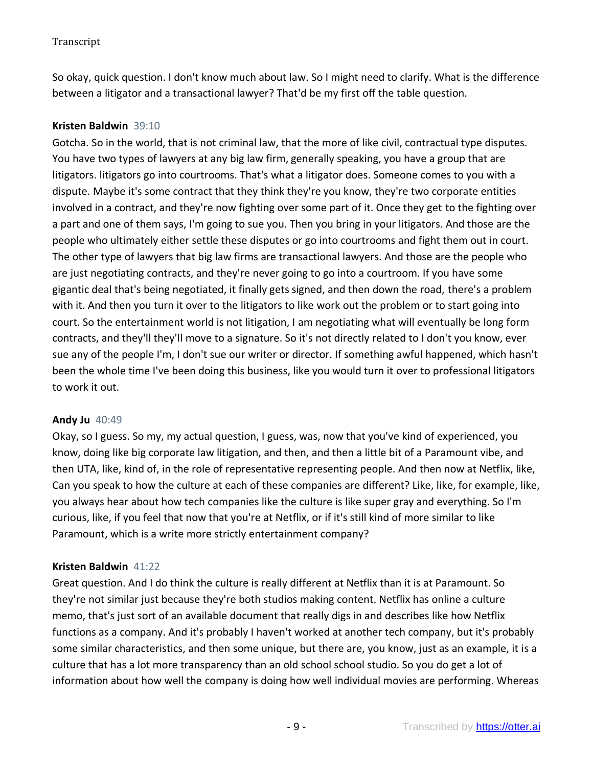So okay, quick question. I don't know much about law. So I might need to clarify. What is the difference between a litigator and a transactional lawyer? That'd be my first off the table question.

**Kristen Baldwin** 39:10

Gotcha. So in the world, that is not criminal law, that the more of like civil, contractual type disputes. You have two types of lawyers at any big law firm, generally speaking, you have a group that are litigators. litigators go into courtrooms. That's what a litigator does. Someone comes to you with a dispute. Maybe it's some contract that they think they're you know, they're two corporate entities involved in a contract, and they're now fighting over some part of it. Once they get to the fighting over a part and one of them says, I'm going to sue you. Then you bring in your litigators. And those are the people who ultimately either settle these disputes or go into courtrooms and fight them out in court. The other type of lawyers that big law firms are transactional lawyers. And those are the people who are just negotiating contracts, and they're never going to go into a courtroom. If you have some gigantic deal that's being negotiated, it finally gets signed, and then down the road, there's a problem with it. And then you turn it over to the litigators to like work out the problem or to start going into court. So the entertainment world is not litigation, I am negotiating what will eventually be long form contracts, and they'll they'll move to a signature. So it's not directly related to I don't you know, ever sue any of the people I'm, I don't sue our writer or director. If something awful happened, which hasn't been the whole time I've been doing this business, like you would turn it over to professional litigators to work it out.

**Andy Ju** 40:49

Okay, so I guess. So my, my actual question, I guess, was, now that you've kind of experienced, you know, doing like big corporate law litigation, and then, and then a little bit of a Paramount vibe, and then UTA, like, kind of, in the role of representative representing people. And then now at Netflix, like, Can you speak to how the culture at each of these companies are different? Like, like, for example, like, you always hear about how tech companies like the culture is like super gray and everything. So I'm curious, like, if you feel that now that you're at Netflix, or if it's still kind of more similar to like Paramount, which is a write more strictly entertainment company?

**Kristen Baldwin** 41:22

Great question. And I do think the culture is really different at Netflix than it is at Paramount. So they're not similar just because they're both studios making content. Netflix has online a culture memo, that's just sort of an available document that really digs in and describes like how Netflix functions as a company. And it's probably I haven't worked at another tech company, but it's probably some similar characteristics, and then some unique, but there are, you know, just as an example, it is a culture that has a lot more transparency than an old school school studio. So you do get a lot of information about how well the company is doing how well individual movies are performing. Whereas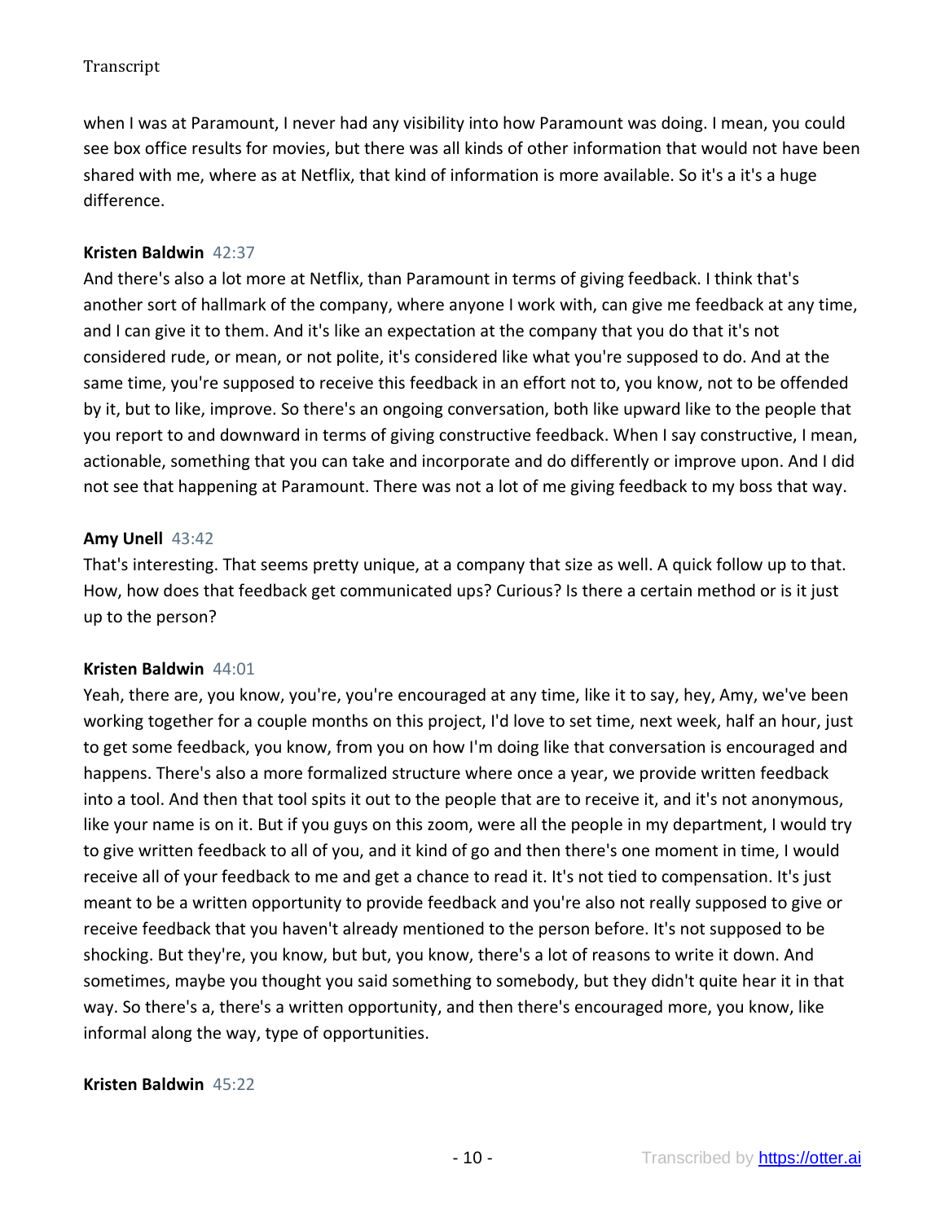when I was at Paramount, I never had any visibility into how Paramount was doing. I mean, you could see box office results for movies, but there was all kinds of other information that would not have been shared with me, where as at Netflix, that kind of information is more available. So it's a it's a huge difference.

**Kristen Baldwin** 42:37

And there's also a lot more at Netflix, than Paramount in terms of giving feedback. I think that's another sort of hallmark of the company, where anyone I work with, can give me feedback at any time, and I can give it to them. And it's like an expectation at the company that you do that it's not considered rude, or mean, or not polite, it's considered like what you're supposed to do. And at the same time, you're supposed to receive this feedback in an effort not to, you know, not to be offended by it, but to like, improve. So there's an ongoing conversation, both like upward like to the people that you report to and downward in terms of giving constructive feedback. When I say constructive, I mean, actionable, something that you can take and incorporate and do differently or improve upon. And I did not see that happening at Paramount. There was not a lot of me giving feedback to my boss that way.

**Amy Unell** 43:42

That's interesting. That seems pretty unique, at a company that size as well. A quick follow up to that. How, how does that feedback get communicated ups? Curious? Is there a certain method or is it just up to the person?

**Kristen Baldwin** 44:01

Yeah, there are, you know, you're, you're encouraged at any time, like it to say, hey, Amy, we've been working together for a couple months on this project, I'd love to set time, next week, half an hour, just to get some feedback, you know, from you on how I'm doing like that conversation is encouraged and happens. There's also a more formalized structure where once a year, we provide written feedback into a tool. And then that tool spits it out to the people that are to receive it, and it's not anonymous, like your name is on it. But if you guys on this zoom, were all the people in my department, I would try to give written feedback to all of you, and it kind of go and then there's one moment in time, I would receive all of your feedback to me and get a chance to read it. It's not tied to compensation. It's just meant to be a written opportunity to provide feedback and you're also not really supposed to give or receive feedback that you haven't already mentioned to the person before. It's not supposed to be shocking. But they're, you know, but but, you know, there's a lot of reasons to write it down. And sometimes, maybe you thought you said something to somebody, but they didn't quite hear it in that way. So there's a, there's a written opportunity, and then there's encouraged more, you know, like informal along the way, type of opportunities.

**Kristen Baldwin** 45:22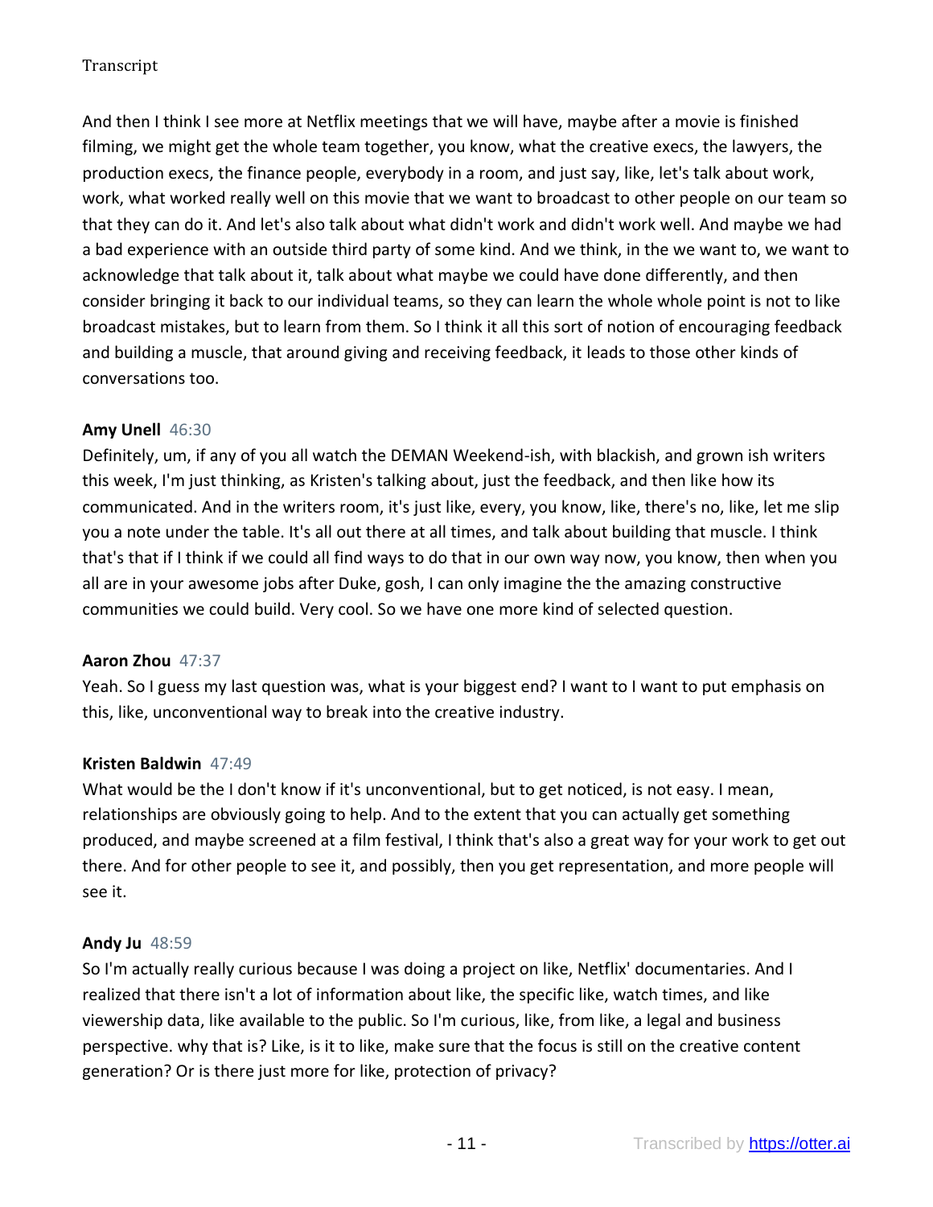And then I think I see more at Netflix meetings that we will have, maybe after a movie is finished filming, we might get the whole team together, you know, what the creative execs, the lawyers, the production execs, the finance people, everybody in a room, and just say, like, let's talk about work, work, what worked really well on this movie that we want to broadcast to other people on our team so that they can do it. And let's also talk about what didn't work and didn't work well. And maybe we had a bad experience with an outside third party of some kind. And we think, in the we want to, we want to acknowledge that talk about it, talk about what maybe we could have done differently, and then consider bringing it back to our individual teams, so they can learn the whole whole point is not to like broadcast mistakes, but to learn from them. So I think it all this sort of notion of encouraging feedback and building a muscle, that around giving and receiving feedback, it leads to those other kinds of conversations too.

**Amy Unell** 46:30

Definitely, um, if any of you all watch the DEMAN Weekend-ish, with blackish, and grown ish writers this week, I'm just thinking, as Kristen's talking about, just the feedback, and then like how its communicated. And in the writers room, it's just like, every, you know, like, there's no, like, let me slip you a note under the table. It's all out there at all times, and talk about building that muscle. I think that's that if I think if we could all find ways to do that in our own way now, you know, then when you all are in your awesome jobs after Duke, gosh, I can only imagine the the amazing constructive communities we could build. Very cool. So we have one more kind of selected question.

**Aaron Zhou** 47:37

Yeah. So I guess my last question was, what is your biggest end? I want to I want to put emphasis on this, like, unconventional way to break into the creative industry.

**Kristen Baldwin** 47:49

What would be the I don't know if it's unconventional, but to get noticed, is not easy. I mean, relationships are obviously going to help. And to the extent that you can actually get something produced, and maybe screened at a film festival, I think that's also a great way for your work to get out there. And for other people to see it, and possibly, then you get representation, and more people will see it.

**Andy Ju** 48:59

So I'm actually really curious because I was doing a project on like, Netflix' documentaries. And I realized that there isn't a lot of information about like, the specific like, watch times, and like viewership data, like available to the public. So I'm curious, like, from like, a legal and business perspective. why that is? Like, is it to like, make sure that the focus is still on the creative content generation? Or is there just more for like, protection of privacy?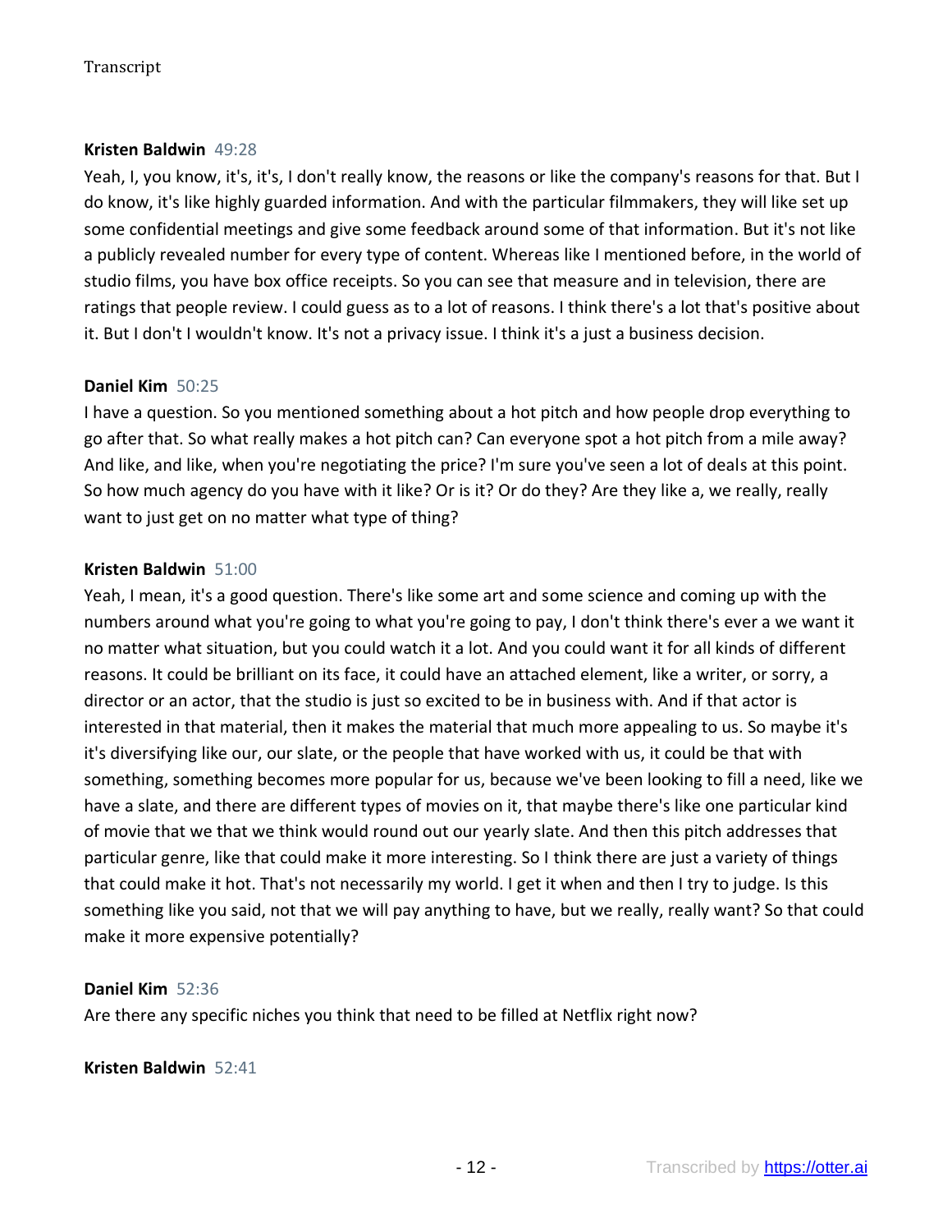**Kristen Baldwin** 49:28

Yeah, I, you know, it's, it's, I don't really know, the reasons or like the company's reasons for that. But I do know, it's like highly guarded information. And with the particular filmmakers, they will like set up some confidential meetings and give some feedback around some of that information. But it's not like a publicly revealed number for every type of content. Whereas like I mentioned before, in the world of studio films, you have box office receipts. So you can see that measure and in television, there are ratings that people review. I could guess as to a lot of reasons. I think there's a lot that's positive about it. But I don't I wouldn't know. It's not a privacy issue. I think it's a just a business decision.

**Daniel Kim** 50:25

I have a question. So you mentioned something about a hot pitch and how people drop everything to go after that. So what really makes a hot pitch can? Can everyone spot a hot pitch from a mile away? And like, and like, when you're negotiating the price? I'm sure you've seen a lot of deals at this point. So how much agency do you have with it like? Or is it? Or do they? Are they like a, we really, really want to just get on no matter what type of thing?

**Kristen Baldwin** 51:00

Yeah, I mean, it's a good question. There's like some art and some science and coming up with the numbers around what you're going to what you're going to pay, I don't think there's ever a we want it no matter what situation, but you could watch it a lot. And you could want it for all kinds of different reasons. It could be brilliant on its face, it could have an attached element, like a writer, or sorry, a director or an actor, that the studio is just so excited to be in business with. And if that actor is interested in that material, then it makes the material that much more appealing to us. So maybe it's it's diversifying like our, our slate, or the people that have worked with us, it could be that with something, something becomes more popular for us, because we've been looking to fill a need, like we have a slate, and there are different types of movies on it, that maybe there's like one particular kind of movie that we that we think would round out our yearly slate. And then this pitch addresses that particular genre, like that could make it more interesting. So I think there are just a variety of things that could make it hot. That's not necessarily my world. I get it when and then I try to judge. Is this something like you said, not that we will pay anything to have, but we really, really want? So that could make it more expensive potentially?

**Daniel Kim** 52:36

Are there any specific niches you think that need to be filled at Netflix right now?

**Kristen Baldwin** 52:41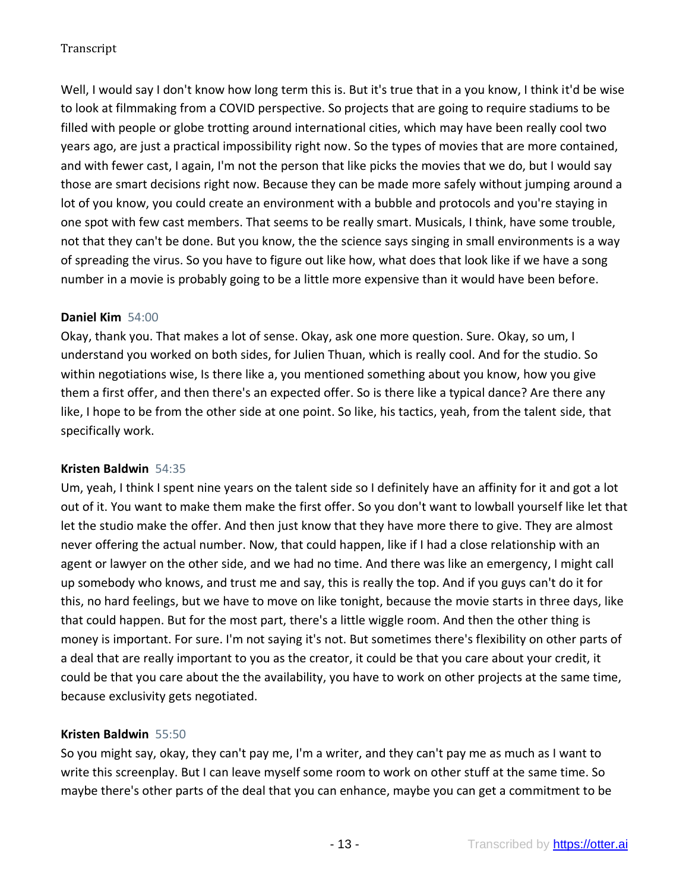Well, I would say I don't know how long term this is. But it's true that in a you know, I think it'd be wise to look at filmmaking from a COVID perspective. So projects that are going to require stadiums to be filled with people or globe trotting around international cities, which may have been really cool two years ago, are just a practical impossibility right now. So the types of movies that are more contained, and with fewer cast, I again, I'm not the person that like picks the movies that we do, but I would say those are smart decisions right now. Because they can be made more safely without jumping around a lot of you know, you could create an environment with a bubble and protocols and you're staying in one spot with few cast members. That seems to be really smart. Musicals, I think, have some trouble, not that they can't be done. But you know, the the science says singing in small environments is a way of spreading the virus. So you have to figure out like how, what does that look like if we have a song number in a movie is probably going to be a little more expensive than it would have been before.

**Daniel Kim** 54:00

Okay, thank you. That makes a lot of sense. Okay, ask one more question. Sure. Okay, so um, I understand you worked on both sides, for Julien Thuan, which is really cool. And for the studio. So within negotiations wise, Is there like a, you mentioned something about you know, how you give them a first offer, and then there's an expected offer. So is there like a typical dance? Are there any like, I hope to be from the other side at one point. So like, his tactics, yeah, from the talent side, that specifically work.

**Kristen Baldwin** 54:35

Um, yeah, I think I spent nine years on the talent side so I definitely have an affinity for it and got a lot out of it. You want to make them make the first offer. So you don't want to lowball yourself like let that let the studio make the offer. And then just know that they have more there to give. They are almost never offering the actual number. Now, that could happen, like if I had a close relationship with an agent or lawyer on the other side, and we had no time. And there was like an emergency, I might call up somebody who knows, and trust me and say, this is really the top. And if you guys can't do it for this, no hard feelings, but we have to move on like tonight, because the movie starts in three days, like that could happen. But for the most part, there's a little wiggle room. And then the other thing is money is important. For sure. I'm not saying it's not. But sometimes there's flexibility on other parts of a deal that are really important to you as the creator, it could be that you care about your credit, it could be that you care about the the availability, you have to work on other projects at the same time, because exclusivity gets negotiated.

**Kristen Baldwin** 55:50

So you might say, okay, they can't pay me, I'm a writer, and they can't pay me as much as I want to write this screenplay. But I can leave myself some room to work on other stuff at the same time. So maybe there's other parts of the deal that you can enhance, maybe you can get a commitment to be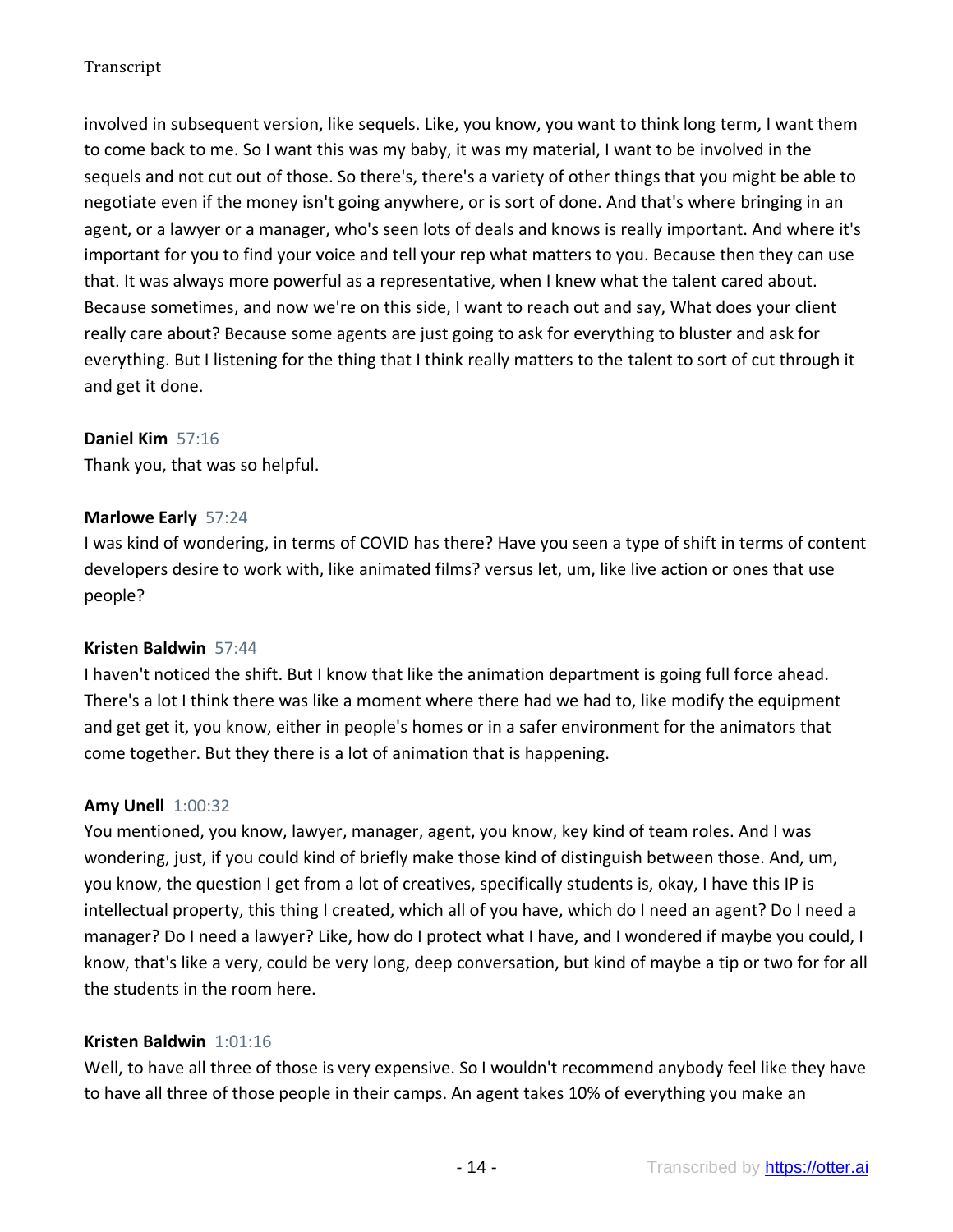involved in subsequent version, like sequels. Like, you know, you want to think long term, I want them to come back to me. So I want this was my baby, it was my material, I want to be involved in the sequels and not cut out of those. So there's, there's a variety of other things that you might be able to negotiate even if the money isn't going anywhere, or is sort of done. And that's where bringing in an agent, or a lawyer or a manager, who's seen lots of deals and knows is really important. And where it's important for you to find your voice and tell your rep what matters to you. Because then they can use that. It was always more powerful as a representative, when I knew what the talent cared about. Because sometimes, and now we're on this side, I want to reach out and say, What does your client really care about? Because some agents are just going to ask for everything to bluster and ask for everything. But I listening for the thing that I think really matters to the talent to sort of cut through it and get it done.

**Daniel Kim** 57:16
Thank you, that was so helpful.

**Marlowe Early** 57:24
I was kind of wondering, in terms of COVID has there? Have you seen a type of shift in terms of content developers desire to work with, like animated films? versus let, um, like live action or ones that use people?

**Kristen Baldwin** 57:44
I haven't noticed the shift. But I know that like the animation department is going full force ahead. There's a lot I think there was like a moment where there had we had to, like modify the equipment and get get it, you know, either in people's homes or in a safer environment for the animators that come together. But they there is a lot of animation that is happening.

**Amy Unell** 1:00:32
You mentioned, you know, lawyer, manager, agent, you know, key kind of team roles. And I was wondering, just, if you could kind of briefly make those kind of distinguish between those. And, um, you know, the question I get from a lot of creatives, specifically students is, okay, I have this IP is intellectual property, this thing I created, which all of you have, which do I need an agent? Do I need a manager? Do I need a lawyer? Like, how do I protect what I have, and I wondered if maybe you could, I know, that's like a very, could be very long, deep conversation, but kind of maybe a tip or two for for all the students in the room here.

**Kristen Baldwin** 1:01:16
Well, to have all three of those is very expensive. So I wouldn't recommend anybody feel like they have to have all three of those people in their camps. An agent takes 10% of everything you make an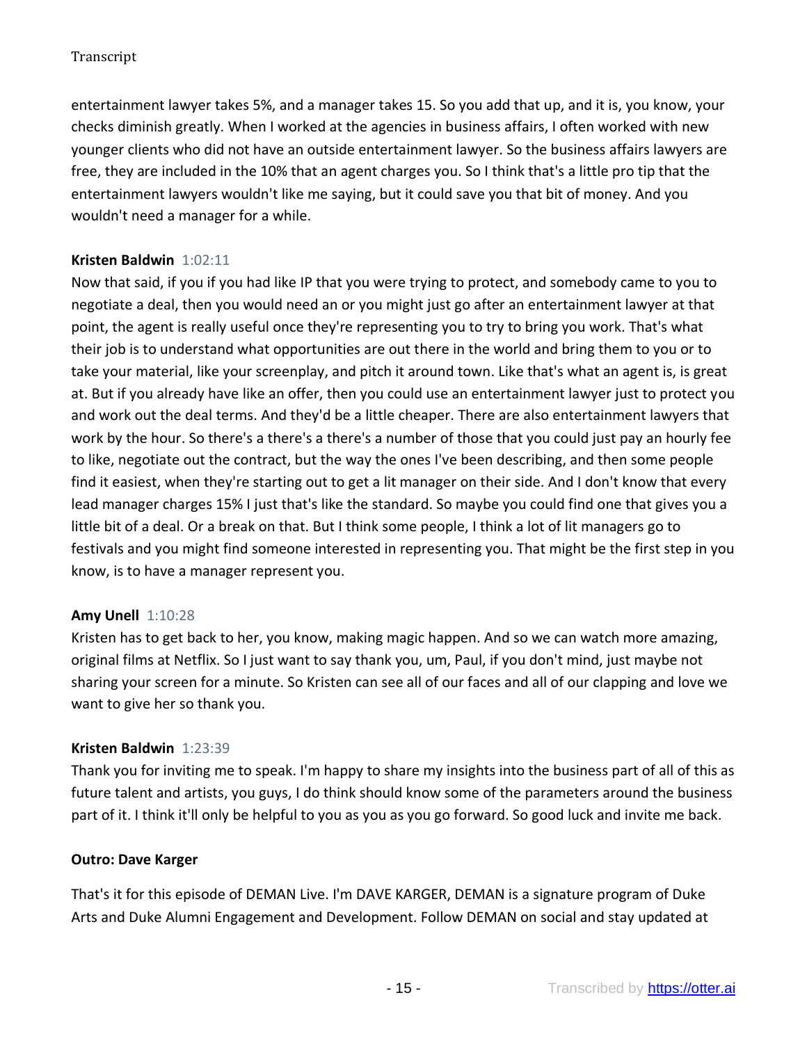entertainment lawyer takes 5%, and a manager takes 15. So you add that up, and it is, you know, your checks diminish greatly. When I worked at the agencies in business affairs, I often worked with new younger clients who did not have an outside entertainment lawyer. So the business affairs lawyers are free, they are included in the 10% that an agent charges you. So I think that's a little pro tip that the entertainment lawyers wouldn't like me saying, but it could save you that bit of money. And you wouldn't need a manager for a while.

**Kristen Baldwin** 1:02:11

Now that said, if you if you had like IP that you were trying to protect, and somebody came to you to negotiate a deal, then you would need an or you might just go after an entertainment lawyer at that point, the agent is really useful once they're representing you to try to bring you work. That's what their job is to understand what opportunities are out there in the world and bring them to you or to take your material, like your screenplay, and pitch it around town. Like that's what an agent is, is great at. But if you already have like an offer, then you could use an entertainment lawyer just to protect you and work out the deal terms. And they'd be a little cheaper. There are also entertainment lawyers that work by the hour. So there's a there's a there's a number of those that you could just pay an hourly fee to like, negotiate out the contract, but the way the ones I've been describing, and then some people find it easiest, when they're starting out to get a lit manager on their side. And I don't know that every lead manager charges 15% I just that's like the standard. So maybe you could find one that gives you a little bit of a deal. Or a break on that. But I think some people, I think a lot of lit managers go to festivals and you might find someone interested in representing you. That might be the first step in you know, is to have a manager represent you.

**Amy Unell** 1:10:28

Kristen has to get back to her, you know, making magic happen. And so we can watch more amazing, original films at Netflix. So I just want to say thank you, um, Paul, if you don't mind, just maybe not sharing your screen for a minute. So Kristen can see all of our faces and all of our clapping and love we want to give her so thank you.

**Kristen Baldwin** 1:23:39

Thank you for inviting me to speak. I'm happy to share my insights into the business part of all of this as future talent and artists, you guys, I do think should know some of the parameters around the business part of it. I think it'll only be helpful to you as you as you go forward. So good luck and invite me back.

**Outro: Dave Karger**

That's it for this episode of DEMAN Live. I'm DAVE KARGER, DEMAN is a signature program of Duke Arts and Duke Alumni Engagement and Development. Follow DEMAN on social and stay updated at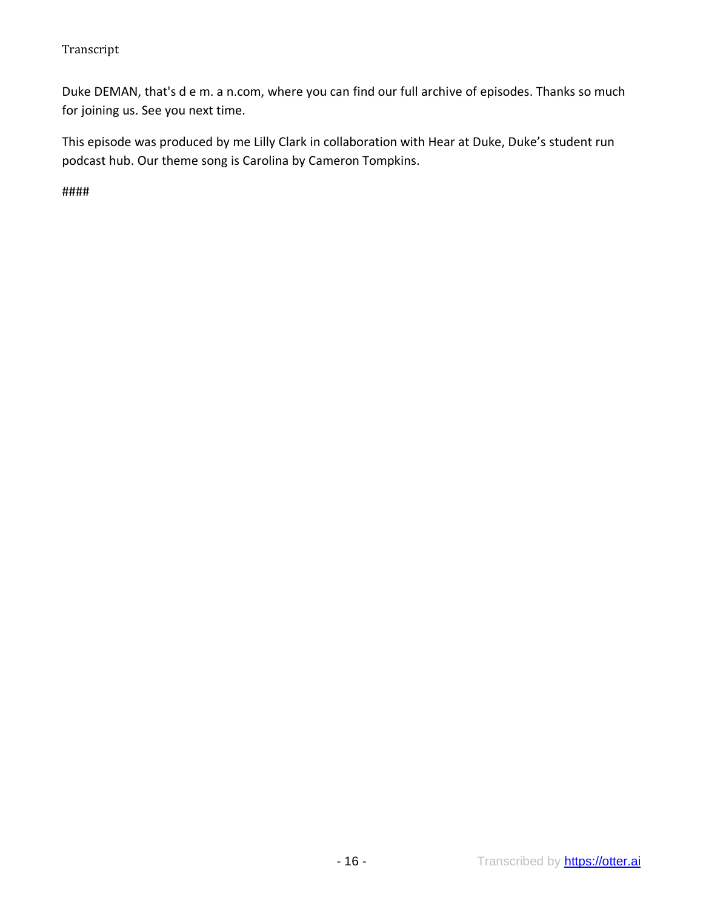Duke DEMAN, that's d e m. a n.com, where you can find our full archive of episodes. Thanks so much for joining us. See you next time.

This episode was produced by me Lilly Clark in collaboration with Hear at Duke, Duke's student run podcast hub. Our theme song is Carolina by Cameron Tompkins.

####